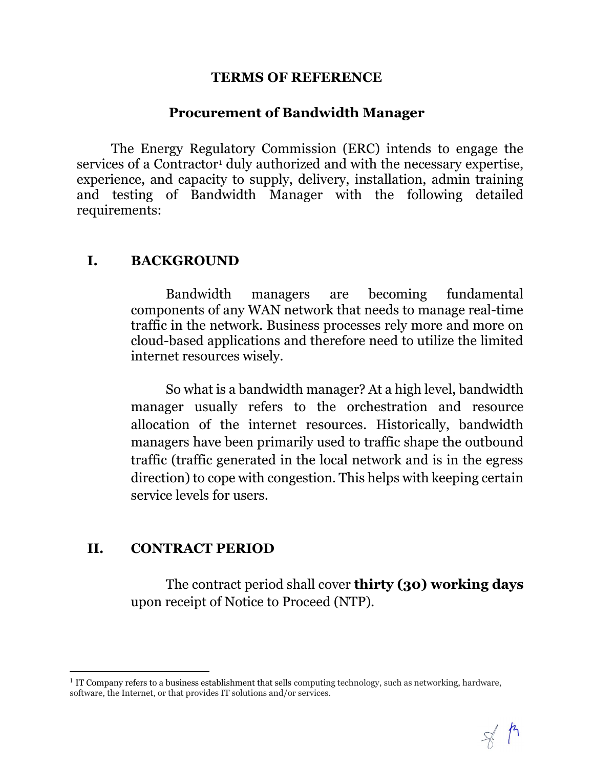# TERMS OF REFERENCE

## Procurement of Bandwidth Manager

The Energy Regulatory Commission (ERC) intends to engage the services of a Contractor[1] duly authorized and with the necessary expertise, experience, and capacity to supply, delivery, installation, admin training and testing of Bandwidth Manager with the following detailed requirements:

## I. BACKGROUND

Bandwidth managers are becoming fundamental components of any WAN network that needs to manage real-time traffic in the network. Business processes rely more and more on cloud-based applications and therefore need to utilize the limited internet resources wisely.

So what is a bandwidth manager? At a high level, bandwidth manager usually refers to the orchestration and resource allocation of the internet resources. Historically, bandwidth managers have been primarily used to traffic shape the outbound traffic (traffic generated in the local network and is in the egress direction) to cope with congestion. This helps with keeping certain service levels for users.

## II. CONTRACT PERIOD

The contract period shall cover **thirty (30) working days** upon receipt of Notice to Proceed (NTP).

---

[1] IT Company refers to a business establishment that sells computing technology, such as networking, hardware, software, the Internet, or that provides IT solutions and/or services.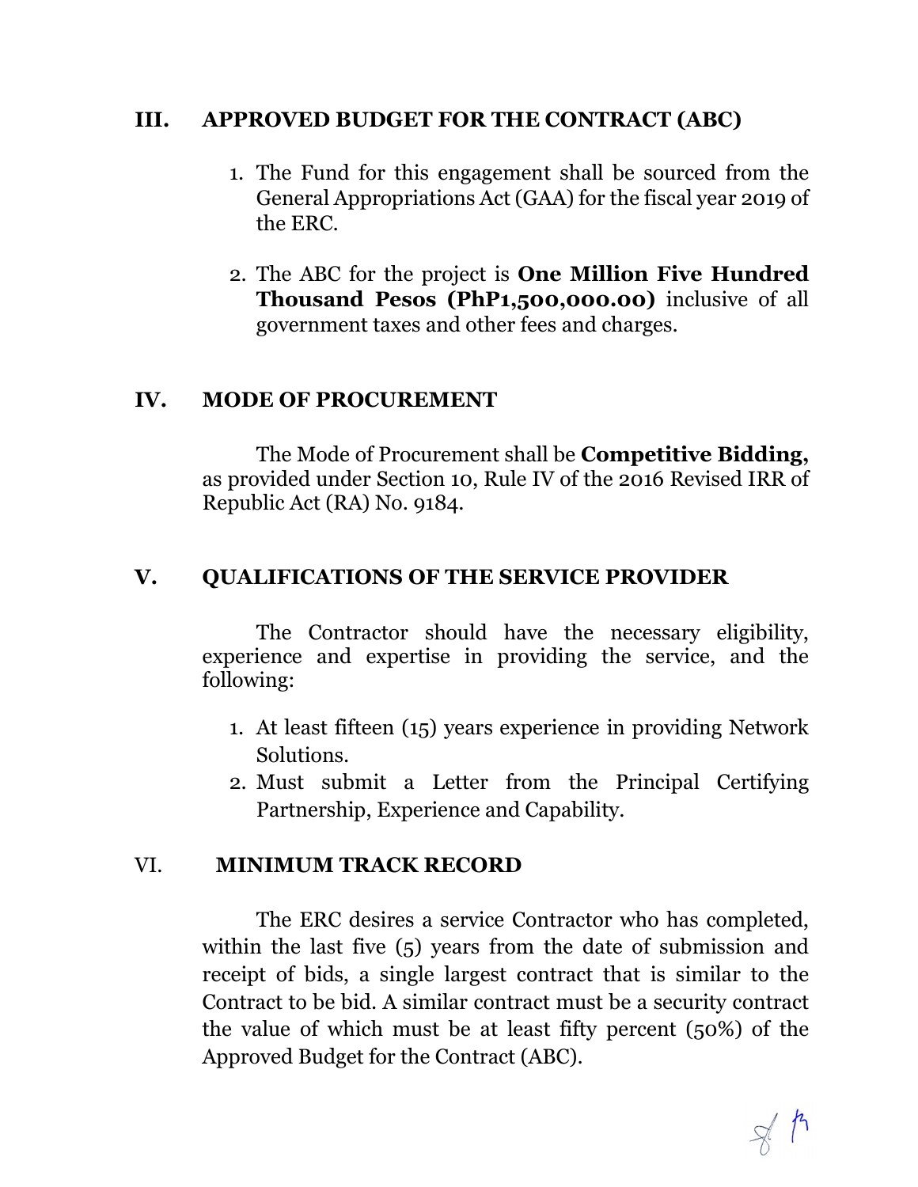## III. APPROVED BUDGET FOR THE CONTRACT (ABC)

1. The Fund for this engagement shall be sourced from the General Appropriations Act (GAA) for the fiscal year 2019 of the ERC.
2. The ABC for the project is **One Million Five Hundred Thousand Pesos (PhP1,500,000.00)** inclusive of all government taxes and other fees and charges.

## IV. MODE OF PROCUREMENT

The Mode of Procurement shall be **Competitive Bidding,** as provided under Section 10, Rule IV of the 2016 Revised IRR of Republic Act (RA) No. 9184.

## V. QUALIFICATIONS OF THE SERVICE PROVIDER

The Contractor should have the necessary eligibility, experience and expertise in providing the service, and the following:

1. At least fifteen (15) years experience in providing Network Solutions.
2. Must submit a Letter from the Principal Certifying Partnership, Experience and Capability.

## VI. MINIMUM TRACK RECORD

The ERC desires a service Contractor who has completed, within the last five (5) years from the date of submission and receipt of bids, a single largest contract that is similar to the Contract to be bid. A similar contract must be a security contract the value of which must be at least fifty percent (50%) of the Approved Budget for the Contract (ABC).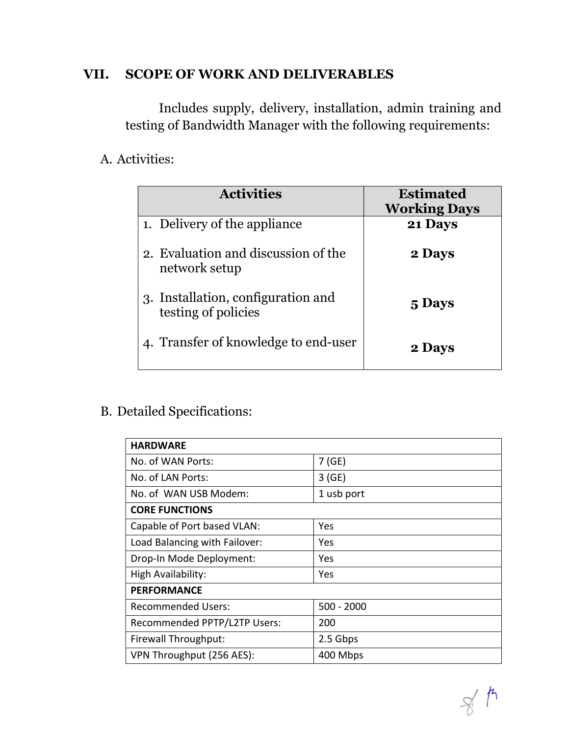## VII. SCOPE OF WORK AND DELIVERABLES

Includes supply, delivery, installation, admin training and testing of Bandwidth Manager with the following requirements:

A. Activities:

| Activities | Estimated Working Days |
|---|---|
| 1. Delivery of the appliance | **21 Days** |
| 2. Evaluation and discussion of the network setup | **2 Days** |
| 3. Installation, configuration and testing of policies | **5 Days** |
| 4. Transfer of knowledge to end-user | **2 Days** |

B. Detailed Specifications:

| **HARDWARE** | |
|---|---|
| No. of WAN Ports: | 7 (GE) |
| No. of LAN Ports: | 3 (GE) |
| No. of WAN USB Modem: | 1 usb port |
| **CORE FUNCTIONS** | |
| Capable of Port based VLAN: | Yes |
| Load Balancing with Failover: | Yes |
| Drop-In Mode Deployment: | Yes |
| High Availability: | Yes |
| **PERFORMANCE** | |
| Recommended Users: | 500 - 2000 |
| Recommended PPTP/L2TP Users: | 200 |
| Firewall Throughput: | 2.5 Gbps |
| VPN Throughput (256 AES): | 400 Mbps |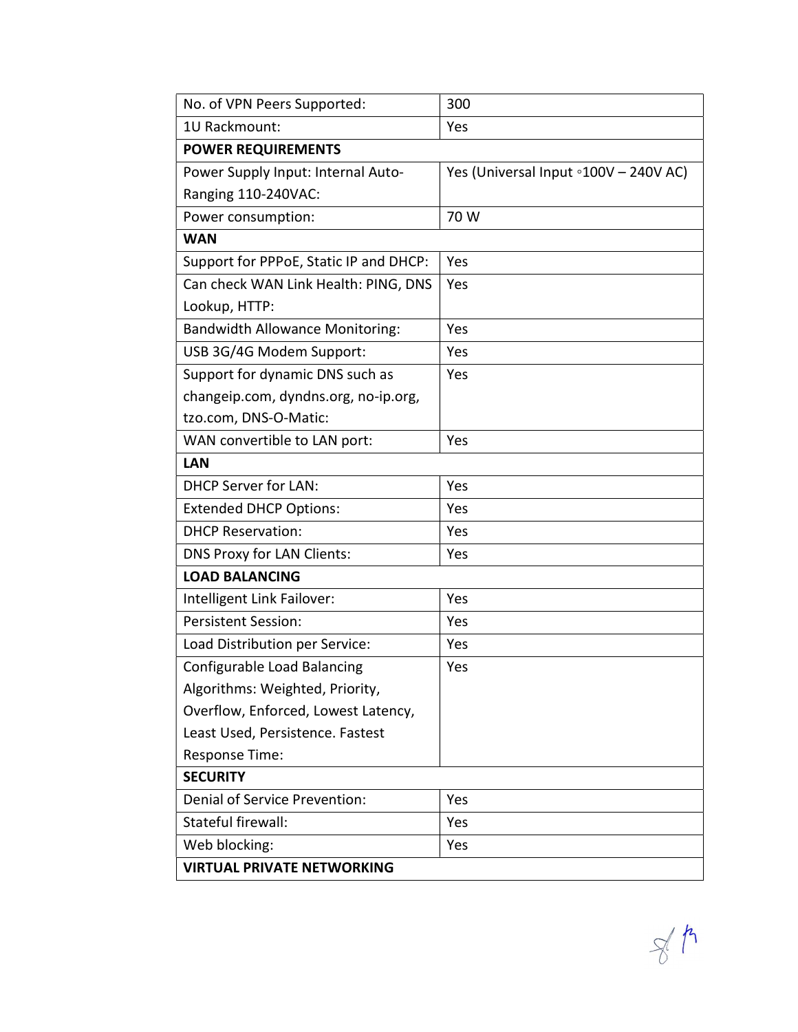| No. of VPN Peers Supported: | 300 |
|---|---|
| 1U Rackmount: | Yes |
| **POWER REQUIREMENTS** | |
| Power Supply Input: Internal Auto-Ranging 110-240VAC: | Yes (Universal Input ◦100V – 240V AC) |
| Power consumption: | 70 W |
| **WAN** | |
| Support for PPPoE, Static IP and DHCP: | Yes |
| Can check WAN Link Health: PING, DNS Lookup, HTTP: | Yes |
| Bandwidth Allowance Monitoring: | Yes |
| USB 3G/4G Modem Support: | Yes |
| Support for dynamic DNS such as changeip.com, dyndns.org, no-ip.org, tzo.com, DNS-O-Matic: | Yes |
| WAN convertible to LAN port: | Yes |
| **LAN** | |
| DHCP Server for LAN: | Yes |
| Extended DHCP Options: | Yes |
| DHCP Reservation: | Yes |
| DNS Proxy for LAN Clients: | Yes |
| **LOAD BALANCING** | |
| Intelligent Link Failover: | Yes |
| Persistent Session: | Yes |
| Load Distribution per Service: | Yes |
| Configurable Load Balancing Algorithms: Weighted, Priority, Overflow, Enforced, Lowest Latency, Least Used, Persistence. Fastest Response Time: | Yes |
| **SECURITY** | |
| Denial of Service Prevention: | Yes |
| Stateful firewall: | Yes |
| Web blocking: | Yes |
| **VIRTUAL PRIVATE NETWORKING** | |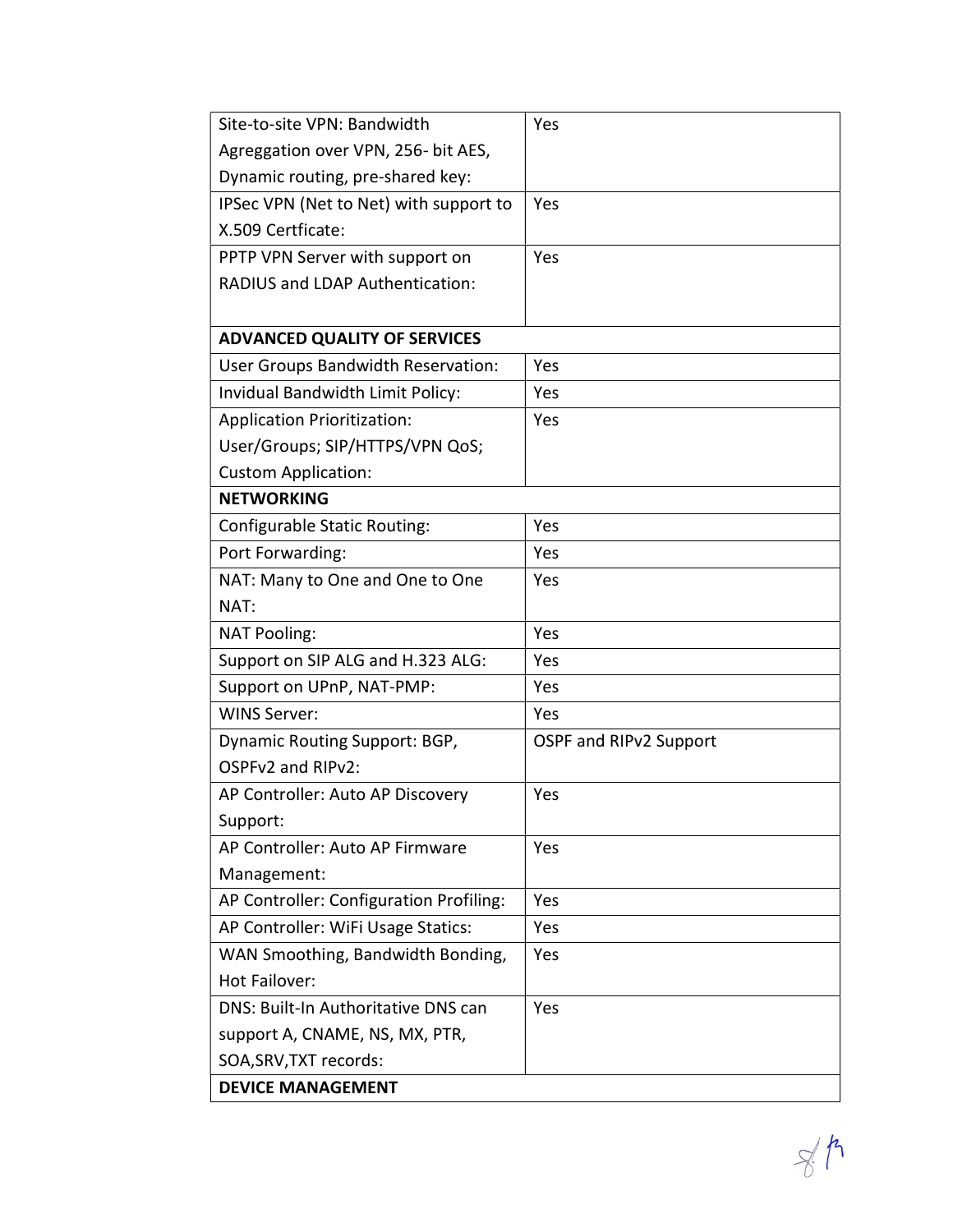| | |
|---|---|
| Site-to-site VPN: Bandwidth Agreggation over VPN, 256- bit AES, Dynamic routing, pre-shared key: | Yes |
| IPSec VPN (Net to Net) with support to X.509 Certficate: | Yes |
| PPTP VPN Server with support on RADIUS and LDAP Authentication: | Yes |
| **ADVANCED QUALITY OF SERVICES** | |
| User Groups Bandwidth Reservation: | Yes |
| Invidual Bandwidth Limit Policy: | Yes |
| Application Prioritization: User/Groups; SIP/HTTPS/VPN QoS; Custom Application: | Yes |
| **NETWORKING** | |
| Configurable Static Routing: | Yes |
| Port Forwarding: | Yes |
| NAT: Many to One and One to One NAT: | Yes |
| NAT Pooling: | Yes |
| Support on SIP ALG and H.323 ALG: | Yes |
| Support on UPnP, NAT-PMP: | Yes |
| WINS Server: | Yes |
| Dynamic Routing Support: BGP, OSPFv2 and RIPv2: | OSPF and RIPv2 Support |
| AP Controller: Auto AP Discovery Support: | Yes |
| AP Controller: Auto AP Firmware Management: | Yes |
| AP Controller: Configuration Profiling: | Yes |
| AP Controller: WiFi Usage Statics: | Yes |
| WAN Smoothing, Bandwidth Bonding, Hot Failover: | Yes |
| DNS: Built-In Authoritative DNS can support A, CNAME, NS, MX, PTR, SOA,SRV,TXT records: | Yes |
| **DEVICE MANAGEMENT** | |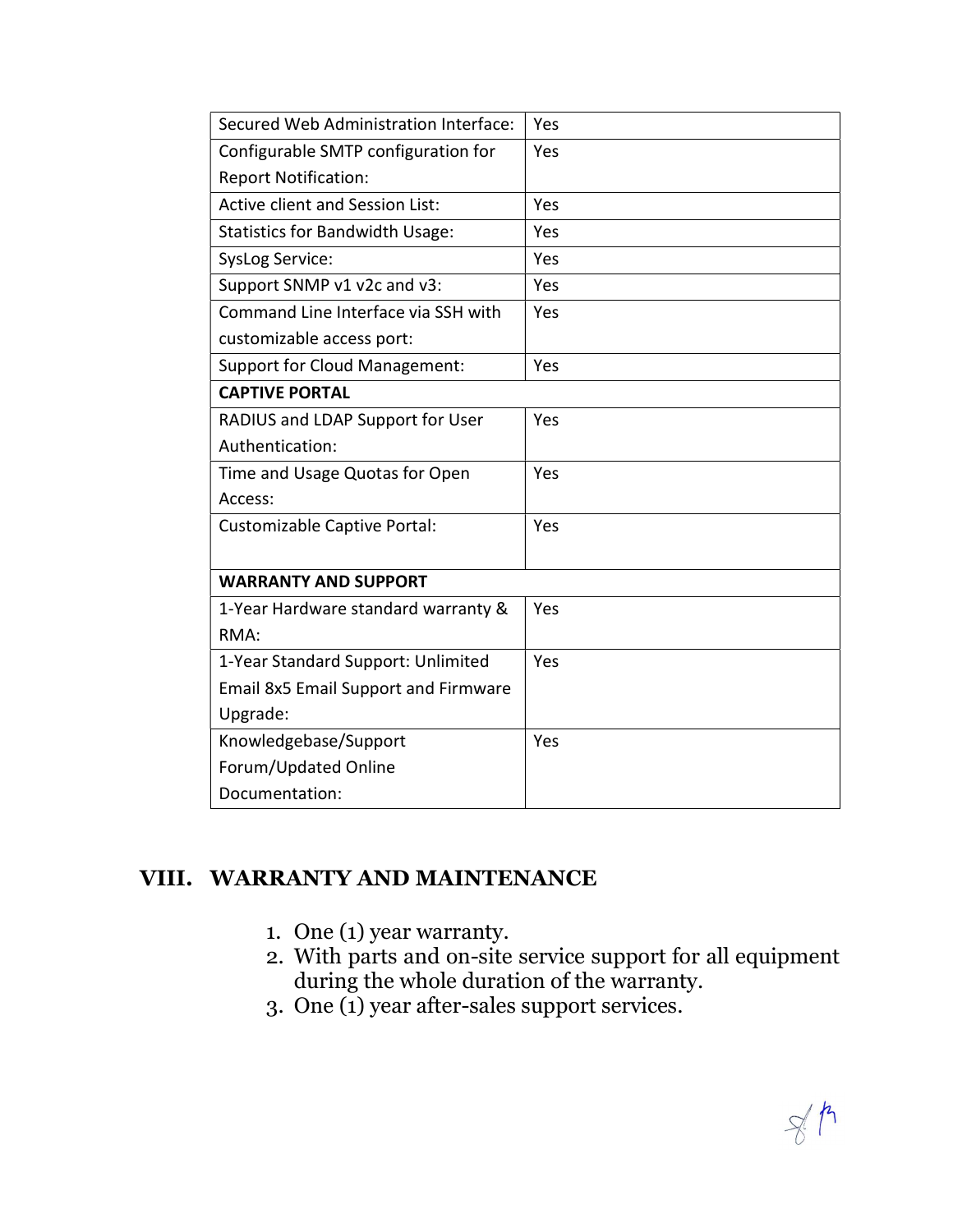| Secured Web Administration Interface: | Yes |
|---|---|
| Configurable SMTP configuration for Report Notification: | Yes |
| Active client and Session List: | Yes |
| Statistics for Bandwidth Usage: | Yes |
| SysLog Service: | Yes |
| Support SNMP v1 v2c and v3: | Yes |
| Command Line Interface via SSH with customizable access port: | Yes |
| Support for Cloud Management: | Yes |
| **CAPTIVE PORTAL** | |
| RADIUS and LDAP Support for User Authentication: | Yes |
| Time and Usage Quotas for Open Access: | Yes |
| Customizable Captive Portal: | Yes |
| **WARRANTY AND SUPPORT** | |
| 1-Year Hardware standard warranty & RMA: | Yes |
| 1-Year Standard Support: Unlimited Email 8x5 Email Support and Firmware Upgrade: | Yes |
| Knowledgebase/Support Forum/Updated Online Documentation: | Yes |

## VIII. WARRANTY AND MAINTENANCE

1. One (1) year warranty.
2. With parts and on-site service support for all equipment during the whole duration of the warranty.
3. One (1) year after-sales support services.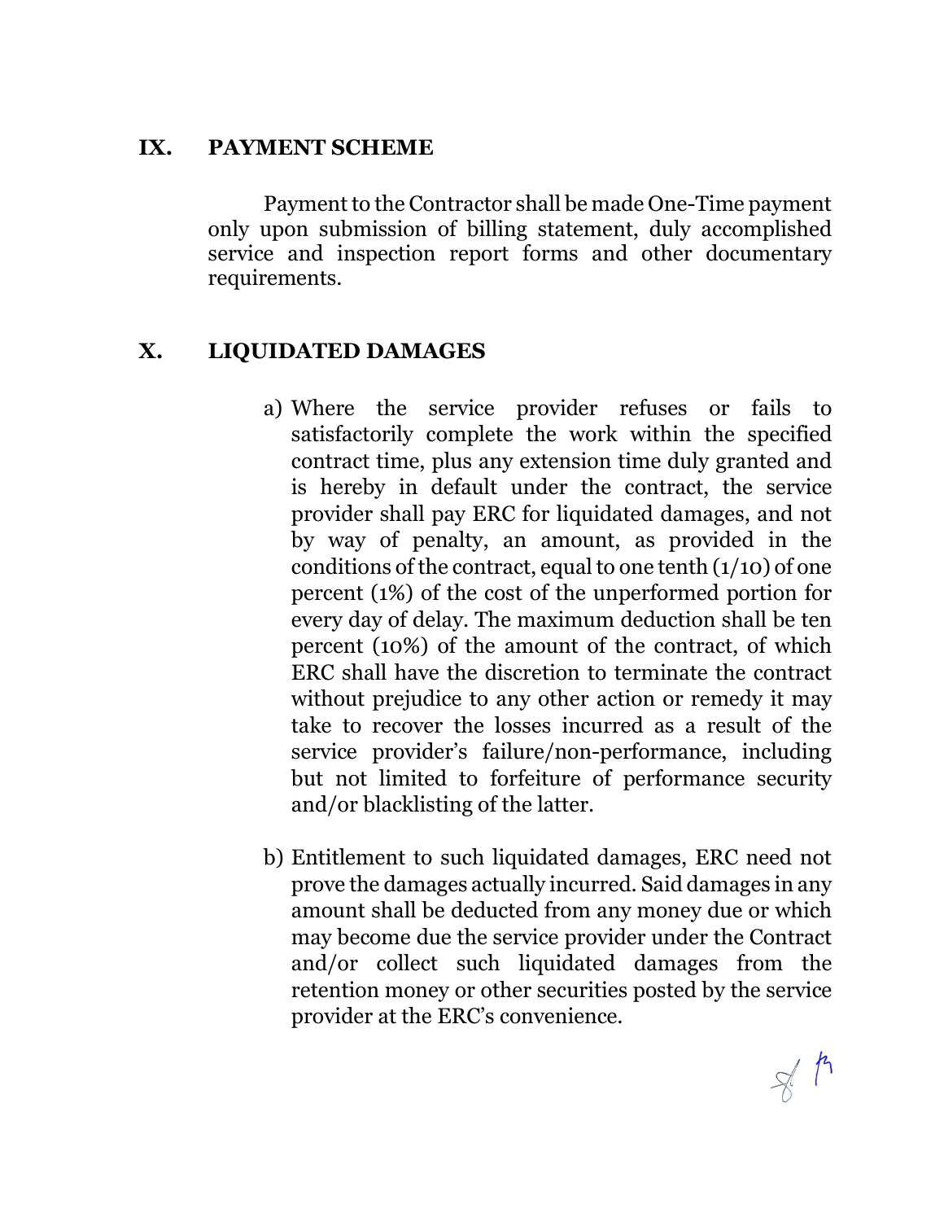## IX. PAYMENT SCHEME

Payment to the Contractor shall be made One-Time payment only upon submission of billing statement, duly accomplished service and inspection report forms and other documentary requirements.

## X. LIQUIDATED DAMAGES

a) Where the service provider refuses or fails to satisfactorily complete the work within the specified contract time, plus any extension time duly granted and is hereby in default under the contract, the service provider shall pay ERC for liquidated damages, and not by way of penalty, an amount, as provided in the conditions of the contract, equal to one tenth (1/10) of one percent (1%) of the cost of the unperformed portion for every day of delay. The maximum deduction shall be ten percent (10%) of the amount of the contract, of which ERC shall have the discretion to terminate the contract without prejudice to any other action or remedy it may take to recover the losses incurred as a result of the service provider's failure/non-performance, including but not limited to forfeiture of performance security and/or blacklisting of the latter.

b) Entitlement to such liquidated damages, ERC need not prove the damages actually incurred. Said damages in any amount shall be deducted from any money due or which may become due the service provider under the Contract and/or collect such liquidated damages from the retention money or other securities posted by the service provider at the ERC's convenience.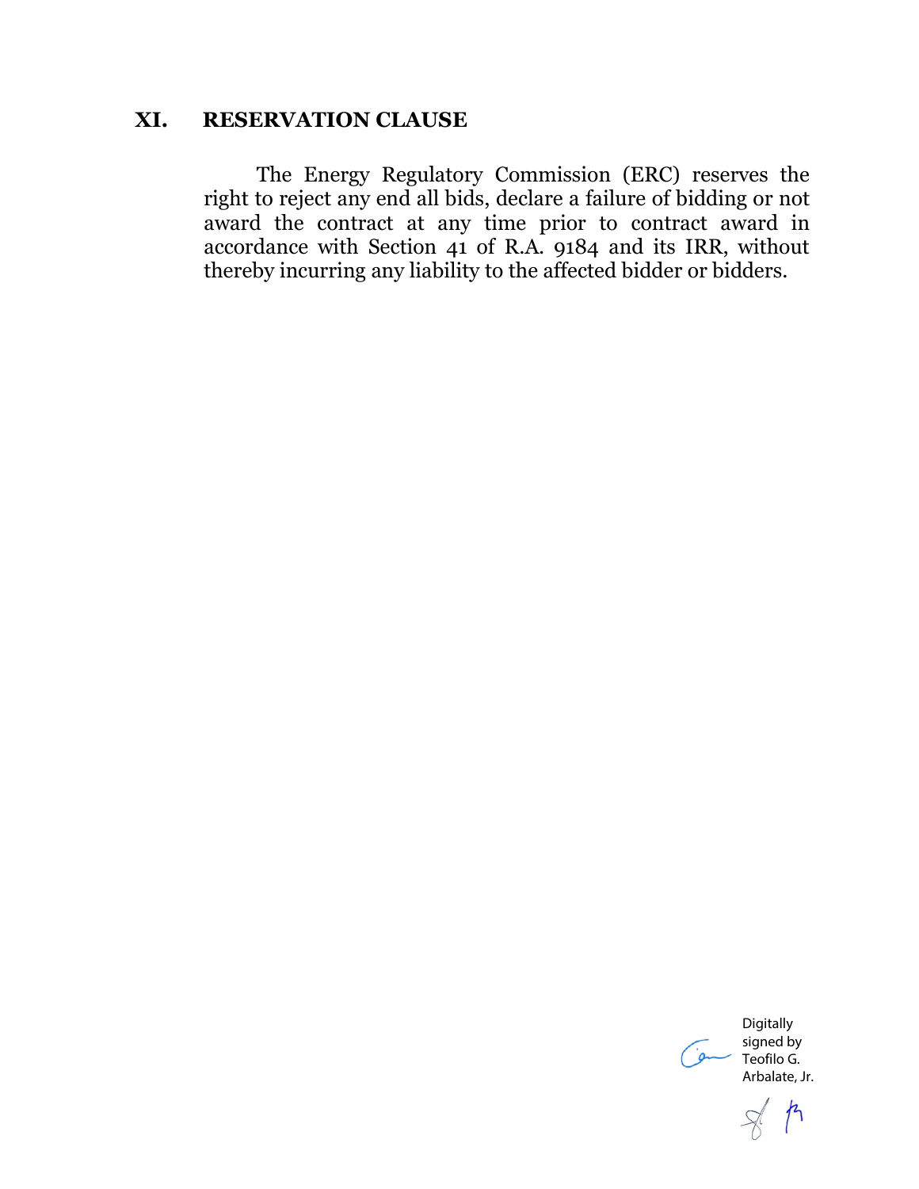## XI. RESERVATION CLAUSE

The Energy Regulatory Commission (ERC) reserves the right to reject any end all bids, declare a failure of bidding or not award the contract at any time prior to contract award in accordance with Section 41 of R.A. 9184 and its IRR, without thereby incurring any liability to the affected bidder or bidders.

Digitally signed by Teofilo G. Arbalate, Jr.